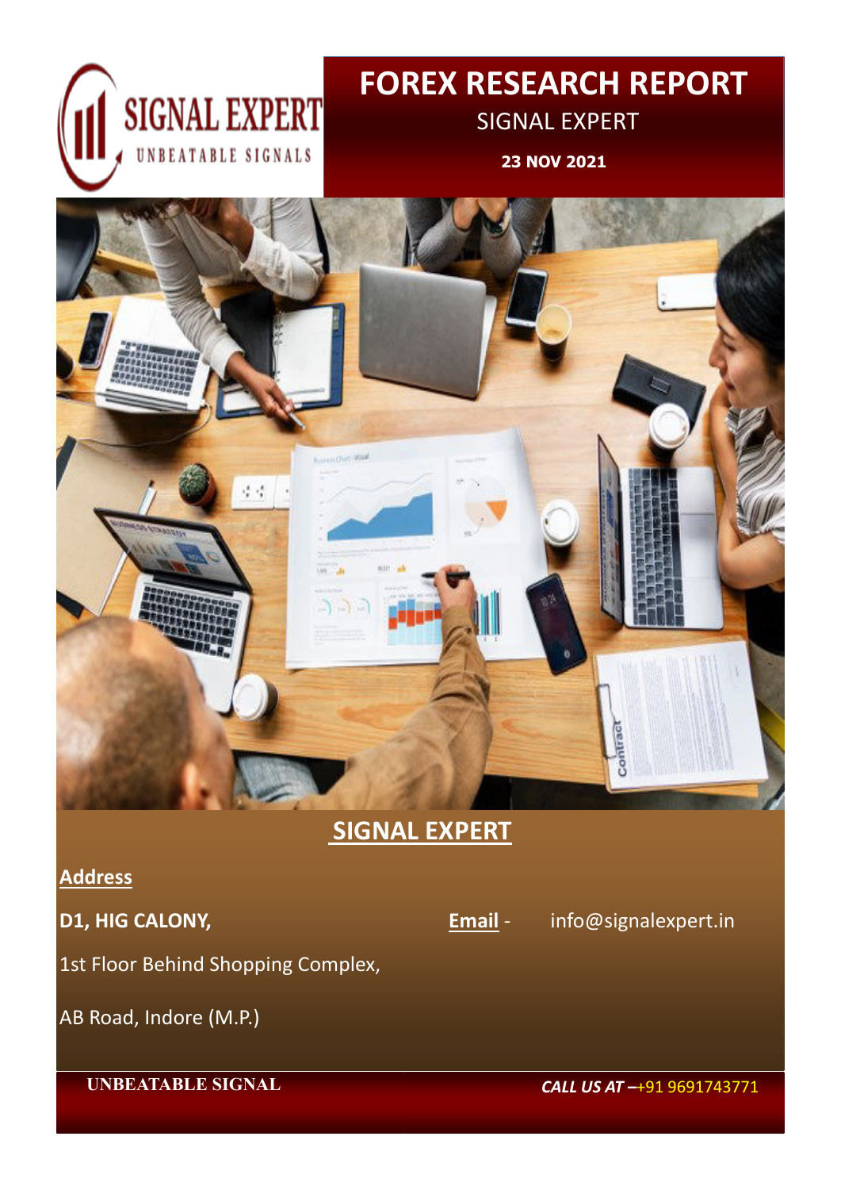SIGNAL EXPERT
UNBEATABLE SIGNALS

# FOREX RESEARCH REPORT

SIGNAL EXPERT

**23 NOV 2021**

## SIGNAL EXPERT

**Address**

**D1, HIG CALONY,**

1st Floor Behind Shopping Complex,

AB Road, Indore (M.P.)

**Email** - info@signalexpert.in

**UNBEATABLE SIGNAL**

***CALL US AT*** –+91 9691743771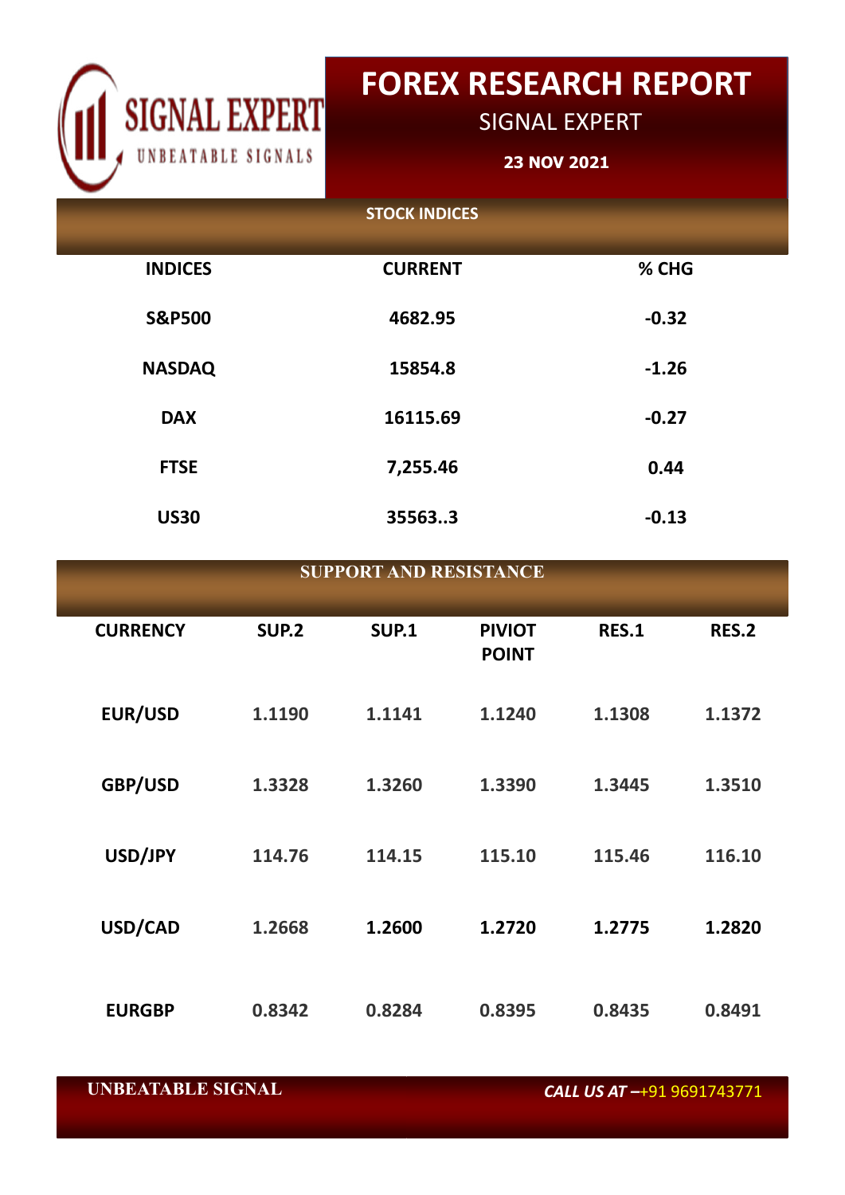SIGNAL EXPERT
UNBEATABLE SIGNALS

# FOREX RESEARCH REPORT

SIGNAL EXPERT

**23 NOV 2021**

## STOCK INDICES

| INDICES | CURRENT | % CHG |
|---|---|---|
| S&P500 | 4682.95 | -0.32 |
| NASDAQ | 15854.8 | -1.26 |
| DAX | 16115.69 | -0.27 |
| FTSE | 7,255.46 | 0.44 |
| US30 | 35563..3 | -0.13 |

## SUPPORT AND RESISTANCE

| CURRENCY | SUP.2 | SUP.1 | PIVIOT POINT | RES.1 | RES.2 |
|---|---|---|---|---|---|
| EUR/USD | 1.1190 | 1.1141 | 1.1240 | 1.1308 | 1.1372 |
| GBP/USD | 1.3328 | 1.3260 | 1.3390 | 1.3445 | 1.3510 |
| USD/JPY | 114.76 | 114.15 | 115.10 | 115.46 | 116.10 |
| USD/CAD | 1.2668 | 1.2600 | 1.2720 | 1.2775 | 1.2820 |
| EURGBP | 0.8342 | 0.8284 | 0.8395 | 0.8435 | 0.8491 |

UNBEATABLE SIGNAL

*CALL US AT –*+91 9691743771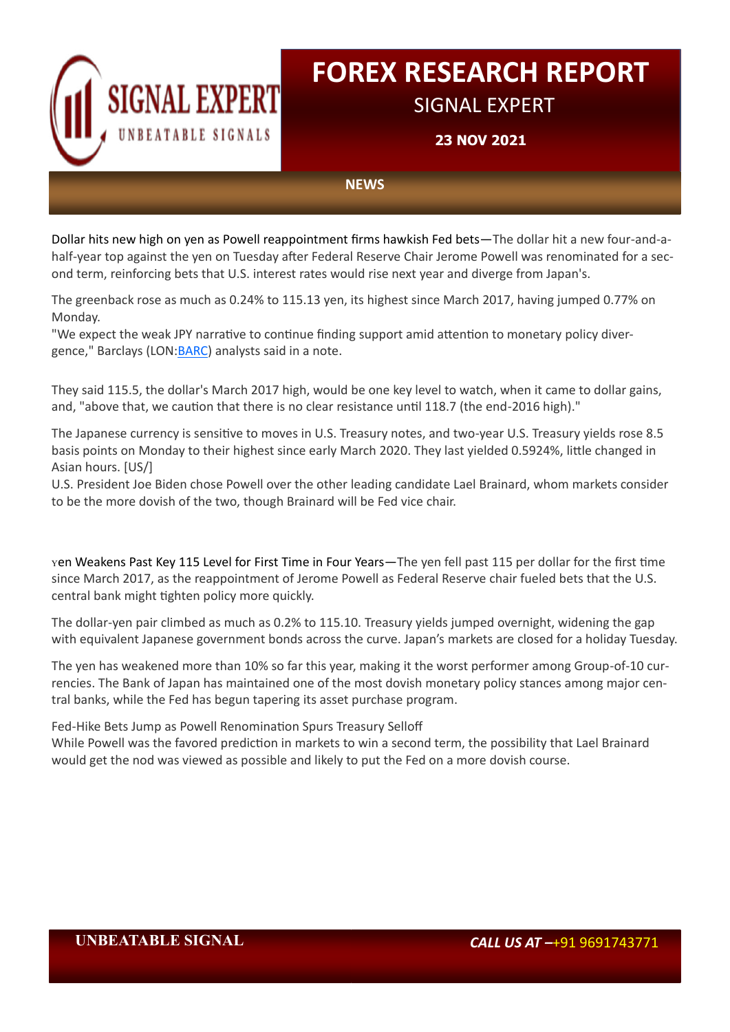# FOREX RESEARCH REPORT

SIGNAL EXPERT

**23 NOV 2021**

## NEWS

Dollar hits new high on yen as Powell reappointment firms hawkish Fed bets—The dollar hit a new four-and-a-half-year top against the yen on Tuesday after Federal Reserve Chair Jerome Powell was renominated for a second term, reinforcing bets that U.S. interest rates would rise next year and diverge from Japan's.

The greenback rose as much as 0.24% to 115.13 yen, its highest since March 2017, having jumped 0.77% on Monday.

"We expect the weak JPY narrative to continue finding support amid attention to monetary policy divergence," Barclays (LON:BARC) analysts said in a note.

They said 115.5, the dollar's March 2017 high, would be one key level to watch, when it came to dollar gains, and, "above that, we caution that there is no clear resistance until 118.7 (the end-2016 high)."

The Japanese currency is sensitive to moves in U.S. Treasury notes, and two-year U.S. Treasury yields rose 8.5 basis points on Monday to their highest since early March 2020. They last yielded 0.5924%, little changed in Asian hours. [US/]

U.S. President Joe Biden chose Powell over the other leading candidate Lael Brainard, whom markets consider to be the more dovish of the two, though Brainard will be Fed vice chair.

Yen Weakens Past Key 115 Level for First Time in Four Years—The yen fell past 115 per dollar for the first time since March 2017, as the reappointment of Jerome Powell as Federal Reserve chair fueled bets that the U.S. central bank might tighten policy more quickly.

The dollar-yen pair climbed as much as 0.2% to 115.10. Treasury yields jumped overnight, widening the gap with equivalent Japanese government bonds across the curve. Japan's markets are closed for a holiday Tuesday.

The yen has weakened more than 10% so far this year, making it the worst performer among Group-of-10 currencies. The Bank of Japan has maintained one of the most dovish monetary policy stances among major central banks, while the Fed has begun tapering its asset purchase program.

Fed-Hike Bets Jump as Powell Renomination Spurs Treasury Selloff

While Powell was the favored prediction in markets to win a second term, the possibility that Lael Brainard would get the nod was viewed as possible and likely to put the Fed on a more dovish course.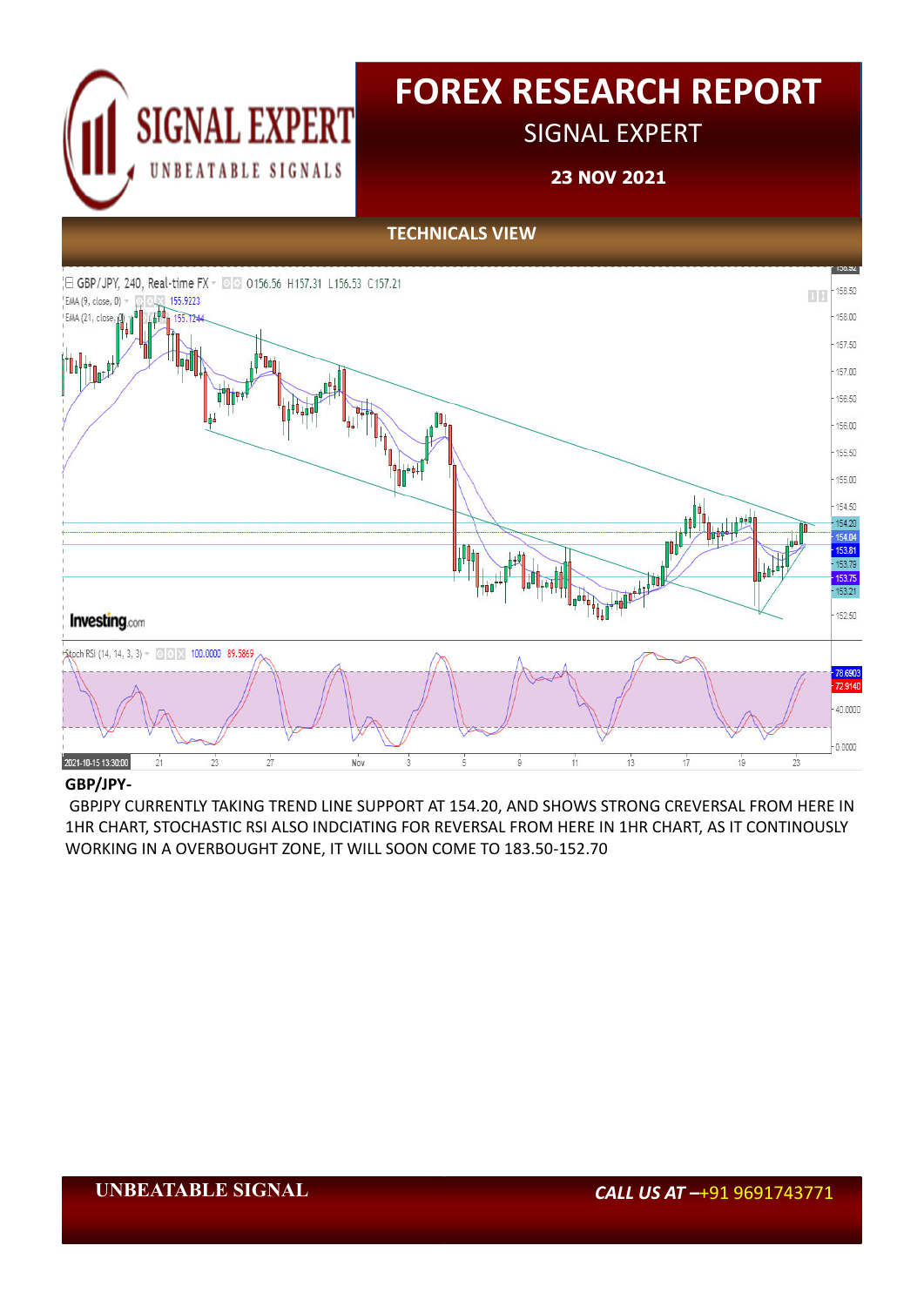# FOREX RESEARCH REPORT

SIGNAL EXPERT

**23 NOV 2021**

SIGNAL EXPERT
UNBEATABLE SIGNALS

## TECHNICALS VIEW

**GBP/JPY-**

GBPJPY CURRENTLY TAKING TREND LINE SUPPORT AT 154.20, AND SHOWS STRONG CREVERSAL FROM HERE IN 1HR CHART, STOCHASTIC RSI ALSO INDCIATING FOR REVERSAL FROM HERE IN 1HR CHART, AS IT CONTINOUSLY WORKING IN A OVERBOUGHT ZONE, IT WILL SOON COME TO 183.50-152.70

UNBEATABLE SIGNAL

*CALL US AT –+91 9691743771*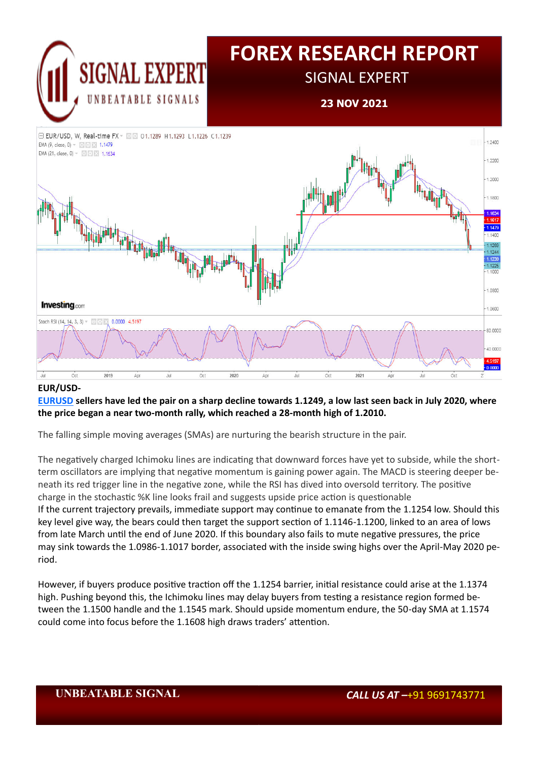# FOREX RESEARCH REPORT

SIGNAL EXPERT

**23 NOV 2021**

**EUR/USD-**

**EURUSD sellers have led the pair on a sharp decline towards 1.1249, a low last seen back in July 2020, where the price began a near two-month rally, which reached a 28-month high of 1.2010.**

The falling simple moving averages (SMAs) are nurturing the bearish structure in the pair.

The negatively charged Ichimoku lines are indicating that downward forces have yet to subside, while the short-term oscillators are implying that negative momentum is gaining power again. The MACD is steering deeper beneath its red trigger line in the negative zone, while the RSI has dived into oversold territory. The positive charge in the stochastic %K line looks frail and suggests upside price action is questionable

If the current trajectory prevails, immediate support may continue to emanate from the 1.1254 low. Should this key level give way, the bears could then target the support section of 1.1146-1.1200, linked to an area of lows from late March until the end of June 2020. If this boundary also fails to mute negative pressures, the price may sink towards the 1.0986-1.1017 border, associated with the inside swing highs over the April-May 2020 period.

However, if buyers produce positive traction off the 1.1254 barrier, initial resistance could arise at the 1.1374 high. Pushing beyond this, the Ichimoku lines may delay buyers from testing a resistance region formed between the 1.1500 handle and the 1.1545 mark. Should upside momentum endure, the 50-day SMA at 1.1574 could come into focus before the 1.1608 high draws traders' attention.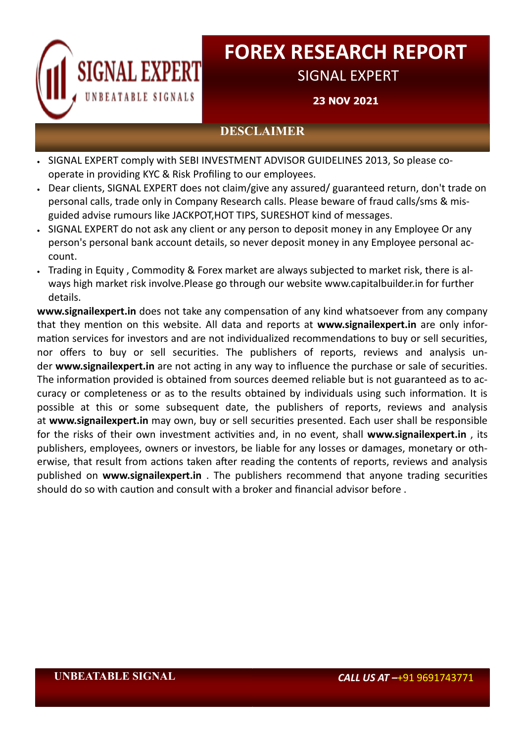# FOREX RESEARCH REPORT

SIGNAL EXPERT

**23 NOV 2021**

## DESCLAIMER

- SIGNAL EXPERT comply with SEBI INVESTMENT ADVISOR GUIDELINES 2013, So please co-operate in providing KYC & Risk Profiling to our employees.
- Dear clients, SIGNAL EXPERT does not claim/give any assured/ guaranteed return, don't trade on personal calls, trade only in Company Research calls. Please beware of fraud calls/sms & mis-guided advise rumours like JACKPOT,HOT TIPS, SURESHOT kind of messages.
- SIGNAL EXPERT do not ask any client or any person to deposit money in any Employee Or any person's personal bank account details, so never deposit money in any Employee personal account.
- Trading in Equity , Commodity & Forex market are always subjected to market risk, there is always high market risk involve.Please go through our website www.capitalbuilder.in for further details.

**www.signailexpert.in** does not take any compensation of any kind whatsoever from any company that they mention on this website. All data and reports at **www.signailexpert.in** are only information services for investors and are not individualized recommendations to buy or sell securities, nor offers to buy or sell securities. The publishers of reports, reviews and analysis under **www.signailexpert.in** are not acting in any way to influence the purchase or sale of securities. The information provided is obtained from sources deemed reliable but is not guaranteed as to accuracy or completeness or as to the results obtained by individuals using such information. It is possible at this or some subsequent date, the publishers of reports, reviews and analysis at **www.signailexpert.in** may own, buy or sell securities presented. Each user shall be responsible for the risks of their own investment activities and, in no event, shall **www.signailexpert.in** , its publishers, employees, owners or investors, be liable for any losses or damages, monetary or otherwise, that result from actions taken after reading the contents of reports, reviews and analysis published on **www.signailexpert.in** . The publishers recommend that anyone trading securities should do so with caution and consult with a broker and financial advisor before .